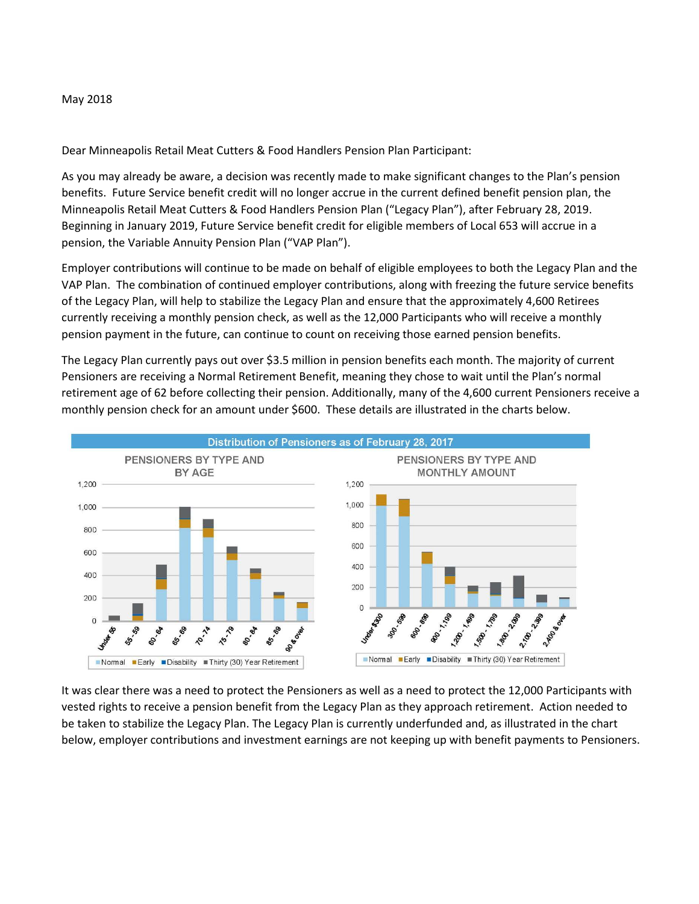May 2018

Dear Minneapolis Retail Meat Cutters & Food Handlers Pension Plan Participant:

As you may already be aware, a decision was recently made to make significant changes to the Plan's pension benefits. Future Service benefit credit will no longer accrue in the current defined benefit pension plan, the Minneapolis Retail Meat Cutters & Food Handlers Pension Plan ("Legacy Plan"), after February 28, 2019. Beginning in January 2019, Future Service benefit credit for eligible members of Local 653 will accrue in a pension, the Variable Annuity Pension Plan ("VAP Plan").

Employer contributions will continue to be made on behalf of eligible employees to both the Legacy Plan and the VAP Plan. The combination of continued employer contributions, along with freezing the future service benefits of the Legacy Plan, will help to stabilize the Legacy Plan and ensure that the approximately 4,600 Retirees currently receiving a monthly pension check, as well as the 12,000 Participants who will receive a monthly pension payment in the future, can continue to count on receiving those earned pension benefits.

The Legacy Plan currently pays out over $3.5 million in pension benefits each month. The majority of current Pensioners are receiving a Normal Retirement Benefit, meaning they chose to wait until the Plan's normal retirement age of 62 before collecting their pension. Additionally, many of the 4,600 current Pensioners receive a monthly pension check for an amount under $600. These details are illustrated in the charts below.

**Distribution of Pensioners as of February 28, 2017**

PENSIONERS BY TYPE AND BY AGE

PENSIONERS BY TYPE AND MONTHLY AMOUNT

It was clear there was a need to protect the Pensioners as well as a need to protect the 12,000 Participants with vested rights to receive a pension benefit from the Legacy Plan as they approach retirement. Action needed to be taken to stabilize the Legacy Plan. The Legacy Plan is currently underfunded and, as illustrated in the chart below, employer contributions and investment earnings are not keeping up with benefit payments to Pensioners.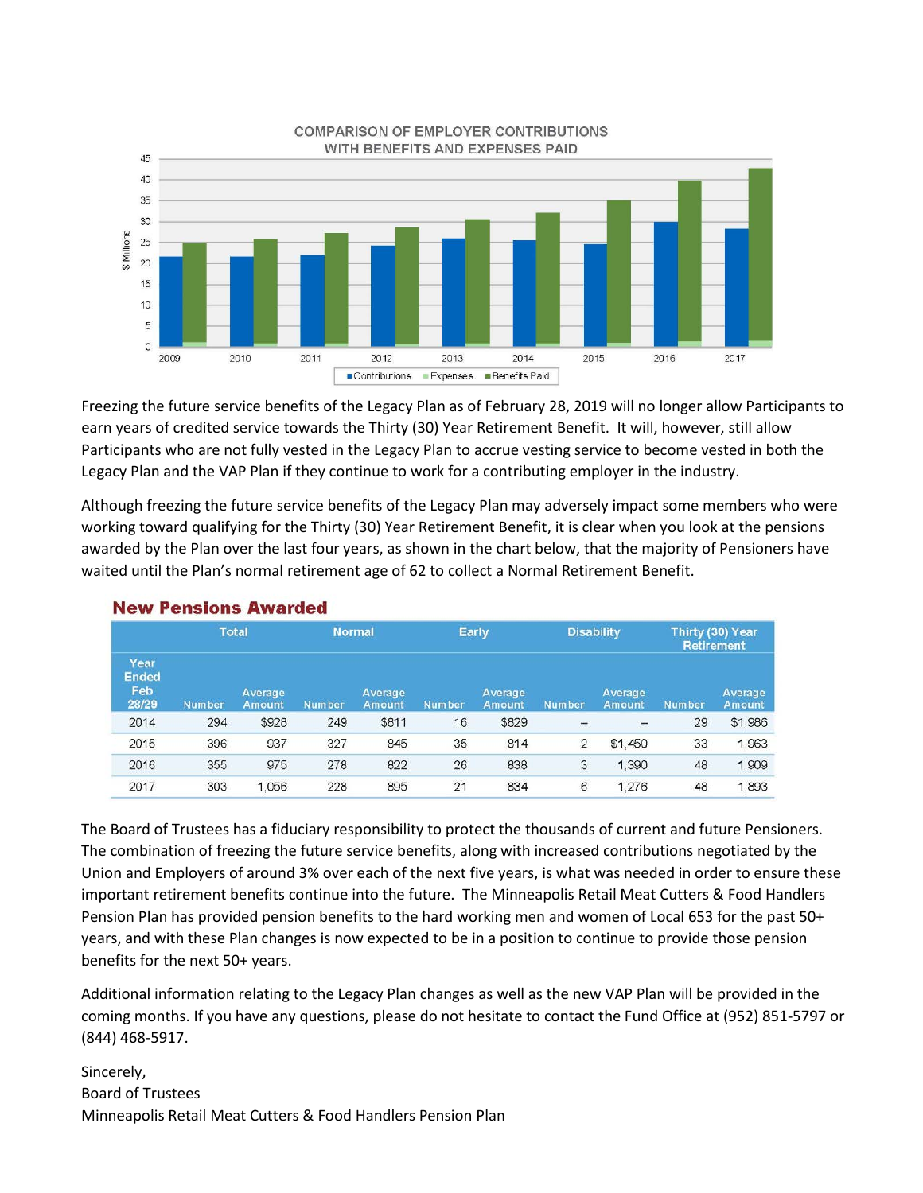COMPARISON OF EMPLOYER CONTRIBUTIONS
WITH BENEFITS AND EXPENSES PAID

$ Millions

45
40
35
30
25
20
15
10
5
0

2009 2010 2011 2012 2013 2014 2015 2016 2017

Contributions Expenses Benefits Paid

Freezing the future service benefits of the Legacy Plan as of February 28, 2019 will no longer allow Participants to earn years of credited service towards the Thirty (30) Year Retirement Benefit. It will, however, still allow Participants who are not fully vested in the Legacy Plan to accrue vesting service to become vested in both the Legacy Plan and the VAP Plan if they continue to work for a contributing employer in the industry.

Although freezing the future service benefits of the Legacy Plan may adversely impact some members who were working toward qualifying for the Thirty (30) Year Retirement Benefit, it is clear when you look at the pensions awarded by the Plan over the last four years, as shown in the chart below, that the majority of Pensioners have waited until the Plan's normal retirement age of 62 to collect a Normal Retirement Benefit.

## New Pensions Awarded

| | Total | | Normal | | Early | | Disability | | Thirty (30) Year Retirement | |
|---|---|---|---|---|---|---|---|---|---|---|
| Year Ended Feb 28/29 | Number | Average Amount | Number | Average Amount | Number | Average Amount | Number | Average Amount | Number | Average Amount |
| 2014 | 294 | $928 | 249 | $811 | 16 | $829 | – | – | 29 | $1,986 |
| 2015 | 396 | 937 | 327 | 845 | 35 | 814 | 2 | $1,450 | 33 | 1,963 |
| 2016 | 355 | 975 | 278 | 822 | 26 | 838 | 3 | 1,390 | 48 | 1,909 |
| 2017 | 303 | 1,056 | 228 | 895 | 21 | 834 | 6 | 1,276 | 48 | 1,893 |

The Board of Trustees has a fiduciary responsibility to protect the thousands of current and future Pensioners. The combination of freezing the future service benefits, along with increased contributions negotiated by the Union and Employers of around 3% over each of the next five years, is what was needed in order to ensure these important retirement benefits continue into the future. The Minneapolis Retail Meat Cutters & Food Handlers Pension Plan has provided pension benefits to the hard working men and women of Local 653 for the past 50+ years, and with these Plan changes is now expected to be in a position to continue to provide those pension benefits for the next 50+ years.

Additional information relating to the Legacy Plan changes as well as the new VAP Plan will be provided in the coming months. If you have any questions, please do not hesitate to contact the Fund Office at (952) 851-5797 or (844) 468-5917.

Sincerely,
Board of Trustees
Minneapolis Retail Meat Cutters & Food Handlers Pension Plan